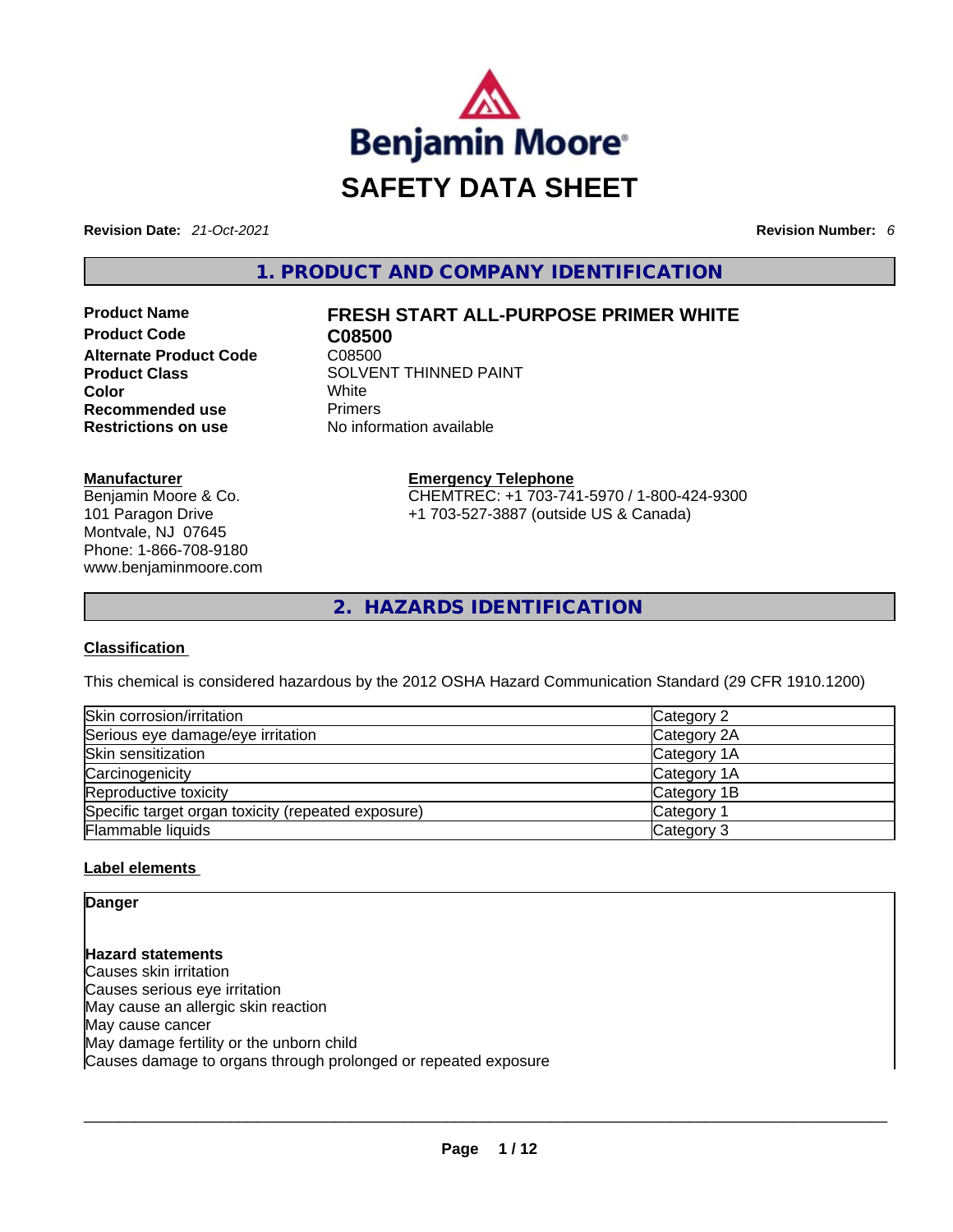Benjamin Moore

# SAFETY DATA SHEET

**Revision Date:** *21-Oct-2021* **Revision Number:** *6*

## 1. PRODUCT AND COMPANY IDENTIFICATION

| | |
|---|---|
| **Product Name** | **FRESH START ALL-PURPOSE PRIMER WHITE** |
| **Product Code** | **C08500** |
| **Alternate Product Code** | C08500 |
| **Product Class** | SOLVENT THINNED PAINT |
| **Color** | White |
| **Recommended use** | Primers |
| **Restrictions on use** | No information available |

**Manufacturer**
Benjamin Moore & Co.
101 Paragon Drive
Montvale, NJ 07645
Phone: 1-866-708-9180
www.benjaminmoore.com

**Emergency Telephone**
CHEMTREC: +1 703-741-5970 / 1-800-424-9300
+1 703-527-3887 (outside US & Canada)

## 2. HAZARDS IDENTIFICATION

**Classification**

This chemical is considered hazardous by the 2012 OSHA Hazard Communication Standard (29 CFR 1910.1200)

| | |
|---|---|
| Skin corrosion/irritation | Category 2 |
| Serious eye damage/eye irritation | Category 2A |
| Skin sensitization | Category 1A |
| Carcinogenicity | Category 1A |
| Reproductive toxicity | Category 1B |
| Specific target organ toxicity (repeated exposure) | Category 1 |
| Flammable liquids | Category 3 |

**Label elements**

**Danger**

**Hazard statements**
Causes skin irritation
Causes serious eye irritation
May cause an allergic skin reaction
May cause cancer
May damage fertility or the unborn child
Causes damage to organs through prolonged or repeated exposure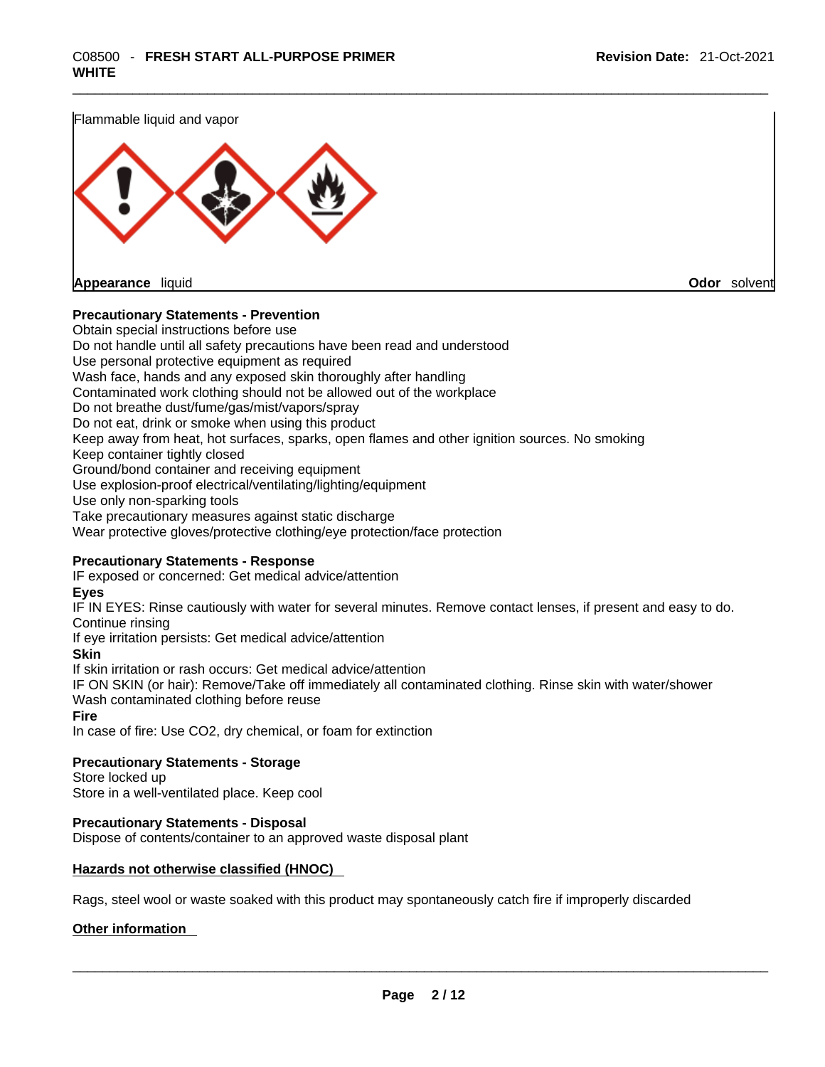Flammable liquid and vapor

**Appearance** liquid **Odor** solvent

**Precautionary Statements - Prevention**

Obtain special instructions before use
Do not handle until all safety precautions have been read and understood
Use personal protective equipment as required
Wash face, hands and any exposed skin thoroughly after handling
Contaminated work clothing should not be allowed out of the workplace
Do not breathe dust/fume/gas/mist/vapors/spray
Do not eat, drink or smoke when using this product
Keep away from heat, hot surfaces, sparks, open flames and other ignition sources. No smoking
Keep container tightly closed
Ground/bond container and receiving equipment
Use explosion-proof electrical/ventilating/lighting/equipment
Use only non-sparking tools
Take precautionary measures against static discharge
Wear protective gloves/protective clothing/eye protection/face protection

**Precautionary Statements - Response**

IF exposed or concerned: Get medical advice/attention

**Eyes**

IF IN EYES: Rinse cautiously with water for several minutes. Remove contact lenses, if present and easy to do. Continue rinsing
If eye irritation persists: Get medical advice/attention

**Skin**

If skin irritation or rash occurs: Get medical advice/attention
IF ON SKIN (or hair): Remove/Take off immediately all contaminated clothing. Rinse skin with water/shower
Wash contaminated clothing before reuse

**Fire**

In case of fire: Use $CO_2$, dry chemical, or foam for extinction

**Precautionary Statements - Storage**

Store locked up
Store in a well-ventilated place. Keep cool

**Precautionary Statements - Disposal**

Dispose of contents/container to an approved waste disposal plant

**Hazards not otherwise classified (HNOC)**

Rags, steel wool or waste soaked with this product may spontaneously catch fire if improperly discarded

**Other information**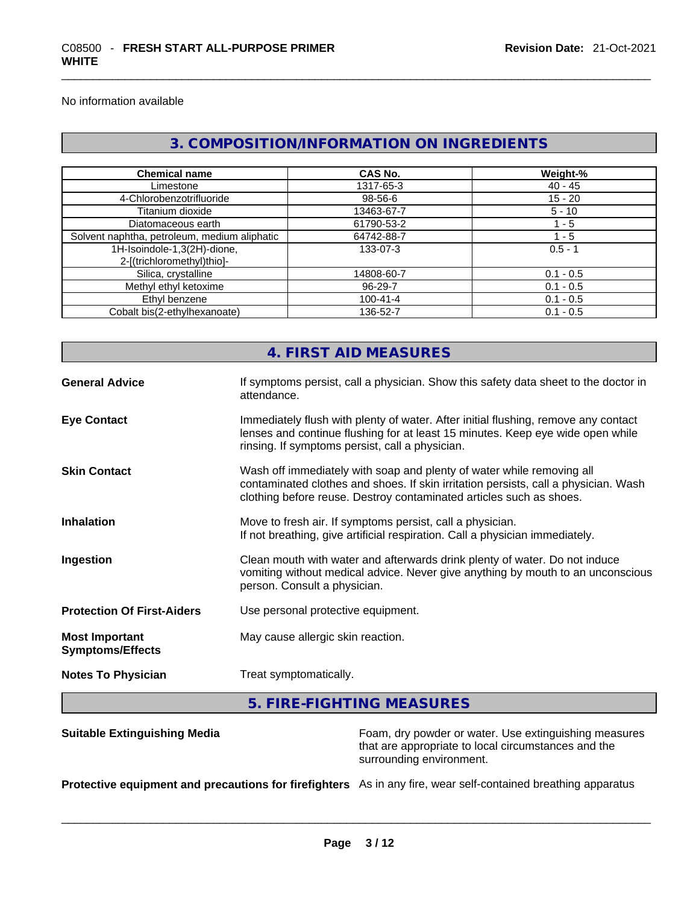No information available

## 3. COMPOSITION/INFORMATION ON INGREDIENTS

| Chemical name | CAS No. | Weight-% |
|---|---|---|
| Limestone | 1317-65-3 | 40 - 45 |
| 4-Chlorobenzotrifluoride | 98-56-6 | 15 - 20 |
| Titanium dioxide | 13463-67-7 | 5 - 10 |
| Diatomaceous earth | 61790-53-2 | 1 - 5 |
| Solvent naphtha, petroleum, medium aliphatic | 64742-88-7 | 1 - 5 |
| 1H-Isoindole-1,3(2H)-dione, 2-[(trichloromethyl)thio]- | 133-07-3 | 0.5 - 1 |
| Silica, crystalline | 14808-60-7 | 0.1 - 0.5 |
| Methyl ethyl ketoxime | 96-29-7 | 0.1 - 0.5 |
| Ethyl benzene | 100-41-4 | 0.1 - 0.5 |
| Cobalt bis(2-ethylhexanoate) | 136-52-7 | 0.1 - 0.5 |

## 4. FIRST AID MEASURES

**General Advice** If symptoms persist, call a physician. Show this safety data sheet to the doctor in attendance.

**Eye Contact** Immediately flush with plenty of water. After initial flushing, remove any contact lenses and continue flushing for at least 15 minutes. Keep eye wide open while rinsing. If symptoms persist, call a physician.

**Skin Contact** Wash off immediately with soap and plenty of water while removing all contaminated clothes and shoes. If skin irritation persists, call a physician. Wash clothing before reuse. Destroy contaminated articles such as shoes.

**Inhalation** Move to fresh air. If symptoms persist, call a physician.
If not breathing, give artificial respiration. Call a physician immediately.

**Ingestion** Clean mouth with water and afterwards drink plenty of water. Do not induce vomiting without medical advice. Never give anything by mouth to an unconscious person. Consult a physician.

**Protection Of First-Aiders** Use personal protective equipment.

**Most Important Symptoms/Effects** May cause allergic skin reaction.

**Notes To Physician** Treat symptomatically.

## 5. FIRE-FIGHTING MEASURES

**Suitable Extinguishing Media** Foam, dry powder or water. Use extinguishing measures that are appropriate to local circumstances and the surrounding environment.

**Protective equipment and precautions for firefighters** As in any fire, wear self-contained breathing apparatus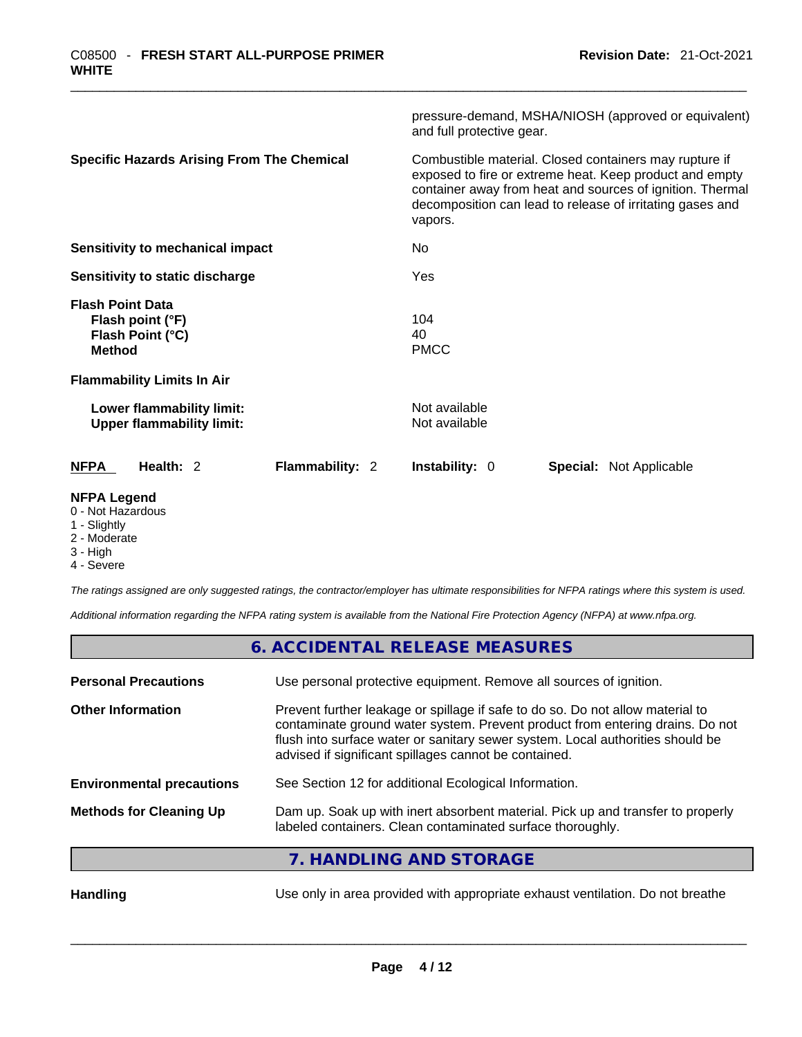pressure-demand, MSHA/NIOSH (approved or equivalent) and full protective gear.

| | |
|---|---|
| **Specific Hazards Arising From The Chemical** | Combustible material. Closed containers may rupture if exposed to fire or extreme heat. Keep product and empty container away from heat and sources of ignition. Thermal decomposition can lead to release of irritating gases and vapors. |
| **Sensitivity to mechanical impact** | No |
| **Sensitivity to static discharge** | Yes |
| **Flash Point Data** | |
| **Flash point (°F)** | 104 |
| **Flash Point (°C)** | 40 |
| **Method** | PMCC |
| **Flammability Limits In Air** | |
| **Lower flammability limit:** | Not available |
| **Upper flammability limit:** | Not available |

**NFPA** Health: 2 **Flammability:** 2 **Instability:** 0 **Special:** Not Applicable

**NFPA Legend**
0 - Not Hazardous
1 - Slightly
2 - Moderate
3 - High
4 - Severe

*The ratings assigned are only suggested ratings, the contractor/employer has ultimate responsibilities for NFPA ratings where this system is used.*

*Additional information regarding the NFPA rating system is available from the National Fire Protection Agency (NFPA) at www.nfpa.org.*

## 6. ACCIDENTAL RELEASE MEASURES

| | |
|---|---|
| **Personal Precautions** | Use personal protective equipment. Remove all sources of ignition. |
| **Other Information** | Prevent further leakage or spillage if safe to do so. Do not allow material to contaminate ground water system. Prevent product from entering drains. Do not flush into surface water or sanitary sewer system. Local authorities should be advised if significant spillages cannot be contained. |
| **Environmental precautions** | See Section 12 for additional Ecological Information. |
| **Methods for Cleaning Up** | Dam up. Soak up with inert absorbent material. Pick up and transfer to properly labeled containers. Clean contaminated surface thoroughly. |

## 7. HANDLING AND STORAGE

**Handling** Use only in area provided with appropriate exhaust ventilation. Do not breathe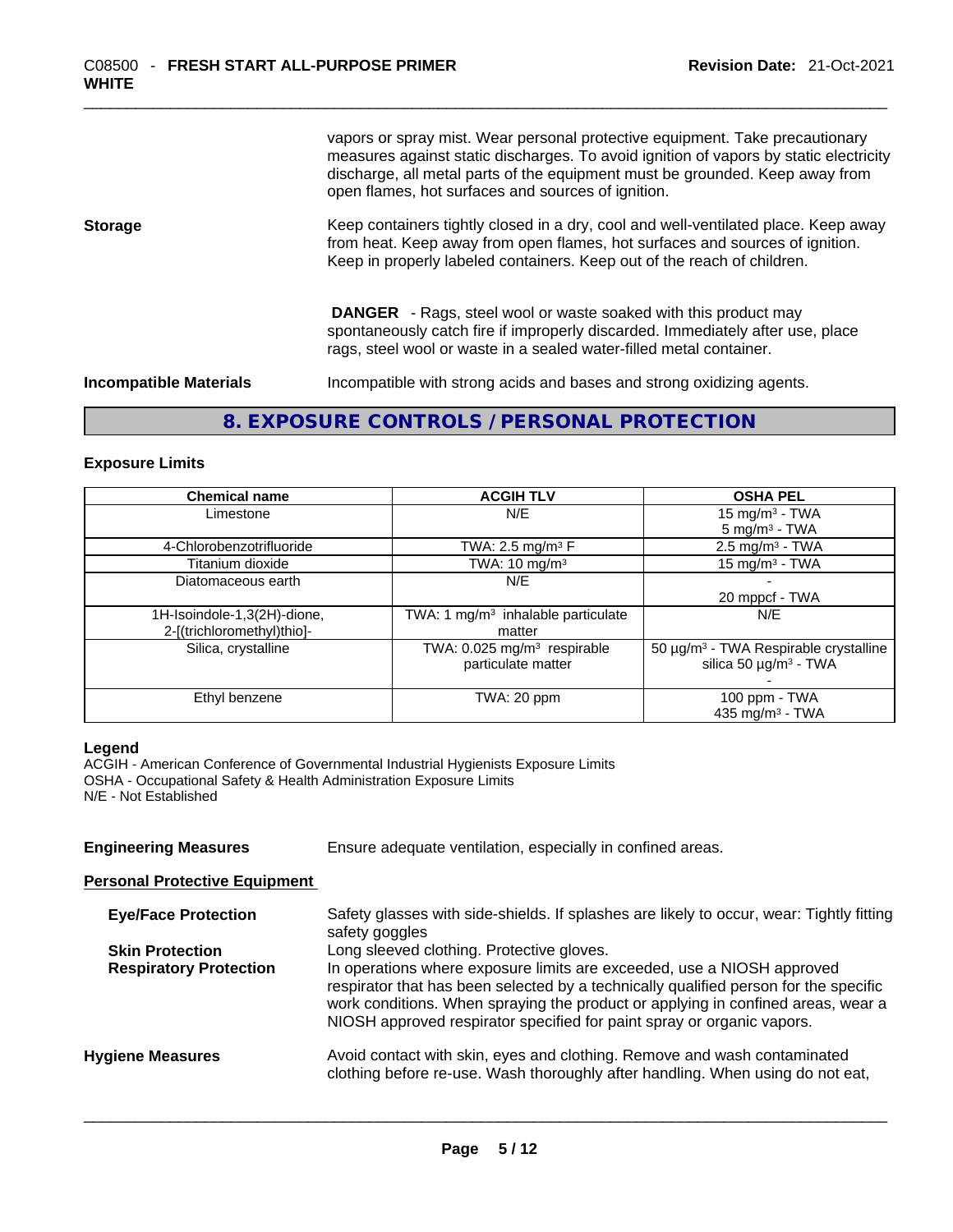vapors or spray mist. Wear personal protective equipment. Take precautionary measures against static discharges. To avoid ignition of vapors by static electricity discharge, all metal parts of the equipment must be grounded. Keep away from open flames, hot surfaces and sources of ignition.

**Storage** Keep containers tightly closed in a dry, cool and well-ventilated place. Keep away from heat. Keep away from open flames, hot surfaces and sources of ignition. Keep in properly labeled containers. Keep out of the reach of children.

**DANGER** - Rags, steel wool or waste soaked with this product may spontaneously catch fire if improperly discarded. Immediately after use, place rags, steel wool or waste in a sealed water-filled metal container.

**Incompatible Materials** Incompatible with strong acids and bases and strong oxidizing agents.

## 8. EXPOSURE CONTROLS / PERSONAL PROTECTION

### Exposure Limits

| Chemical name | ACGIH TLV | OSHA PEL |
|---|---|---|
| Limestone | N/E | 15 mg/m³ - TWA<br>5 mg/m³ - TWA |
| 4-Chlorobenzotrifluoride | TWA: 2.5 mg/m³ F | 2.5 mg/m³ - TWA |
| Titanium dioxide | TWA: 10 mg/m³ | 15 mg/m³ - TWA |
| Diatomaceous earth | N/E | -<br>20 mppcf - TWA |
| 1H-Isoindole-1,3(2H)-dione, 2-[(trichloromethyl)thio]- | TWA: 1 mg/m³ inhalable particulate matter | N/E |
| Silica, crystalline | TWA: 0.025 mg/m³ respirable particulate matter | 50 µg/m³ - TWA Respirable crystalline silica 50 µg/m³ - TWA<br>- |
| Ethyl benzene | TWA: 20 ppm | 100 ppm - TWA<br>435 mg/m³ - TWA |

**Legend**
ACGIH - American Conference of Governmental Industrial Hygienists Exposure Limits
OSHA - Occupational Safety & Health Administration Exposure Limits
N/E - Not Established

**Engineering Measures** Ensure adequate ventilation, especially in confined areas.

### Personal Protective Equipment

**Eye/Face Protection** Safety glasses with side-shields. If splashes are likely to occur, wear: Tightly fitting safety goggles

**Skin Protection** Long sleeved clothing. Protective gloves.

**Respiratory Protection** In operations where exposure limits are exceeded, use a NIOSH approved respirator that has been selected by a technically qualified person for the specific work conditions. When spraying the product or applying in confined areas, wear a NIOSH approved respirator specified for paint spray or organic vapors.

**Hygiene Measures** Avoid contact with skin, eyes and clothing. Remove and wash contaminated clothing before re-use. Wash thoroughly after handling. When using do not eat,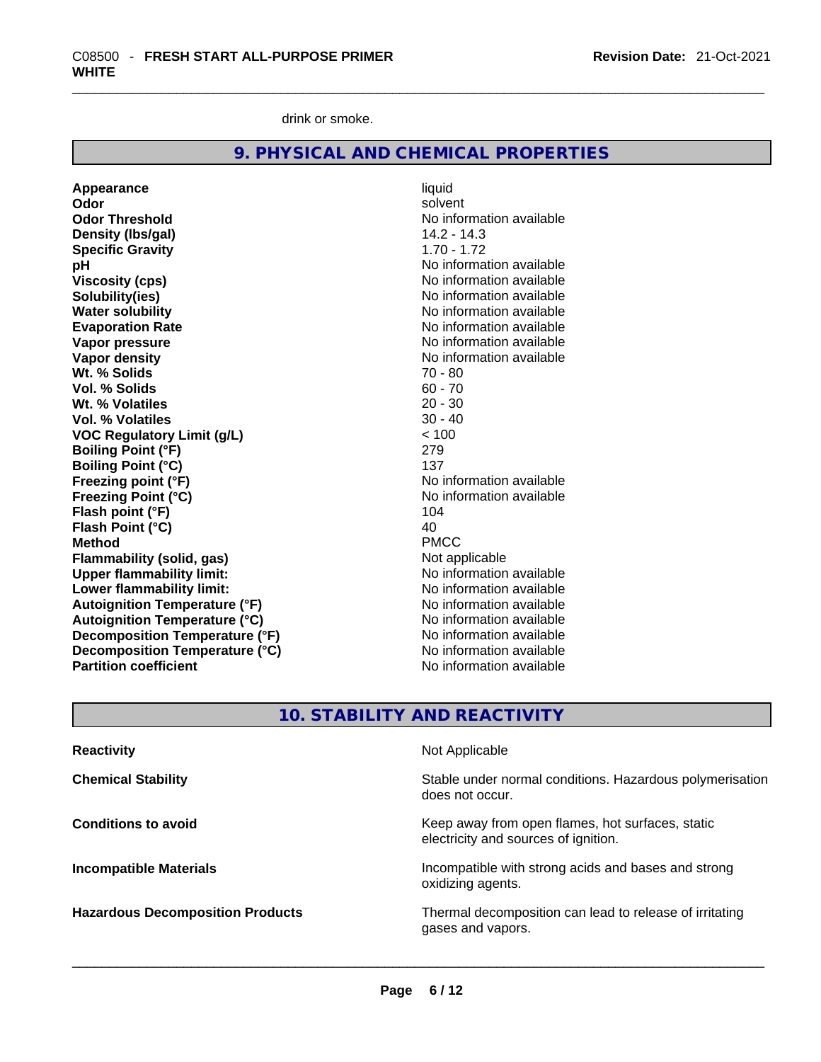drink or smoke.

## 9. PHYSICAL AND CHEMICAL PROPERTIES

| | |
|---|---|
| **Appearance** | liquid |
| **Odor** | solvent |
| **Odor Threshold** | No information available |
| **Density (lbs/gal)** | 14.2 - 14.3 |
| **Specific Gravity** | 1.70 - 1.72 |
| **pH** | No information available |
| **Viscosity (cps)** | No information available |
| **Solubility(ies)** | No information available |
| **Water solubility** | No information available |
| **Evaporation Rate** | No information available |
| **Vapor pressure** | No information available |
| **Vapor density** | No information available |
| **Wt. % Solids** | 70 - 80 |
| **Vol. % Solids** | 60 - 70 |
| **Wt. % Volatiles** | 20 - 30 |
| **Vol. % Volatiles** | 30 - 40 |
| **VOC Regulatory Limit (g/L)** | < 100 |
| **Boiling Point (°F)** | 279 |
| **Boiling Point (°C)** | 137 |
| **Freezing point (°F)** | No information available |
| **Freezing Point (°C)** | No information available |
| **Flash point (°F)** | 104 |
| **Flash Point (°C)** | 40 |
| **Method** | PMCC |
| **Flammability (solid, gas)** | Not applicable |
| **Upper flammability limit:** | No information available |
| **Lower flammability limit:** | No information available |
| **Autoignition Temperature (°F)** | No information available |
| **Autoignition Temperature (°C)** | No information available |
| **Decomposition Temperature (°F)** | No information available |
| **Decomposition Temperature (°C)** | No information available |
| **Partition coefficient** | No information available |

## 10. STABILITY AND REACTIVITY

| | |
|---|---|
| **Reactivity** | Not Applicable |
| **Chemical Stability** | Stable under normal conditions. Hazardous polymerisation does not occur. |
| **Conditions to avoid** | Keep away from open flames, hot surfaces, static electricity and sources of ignition. |
| **Incompatible Materials** | Incompatible with strong acids and bases and strong oxidizing agents. |
| **Hazardous Decomposition Products** | Thermal decomposition can lead to release of irritating gases and vapors. |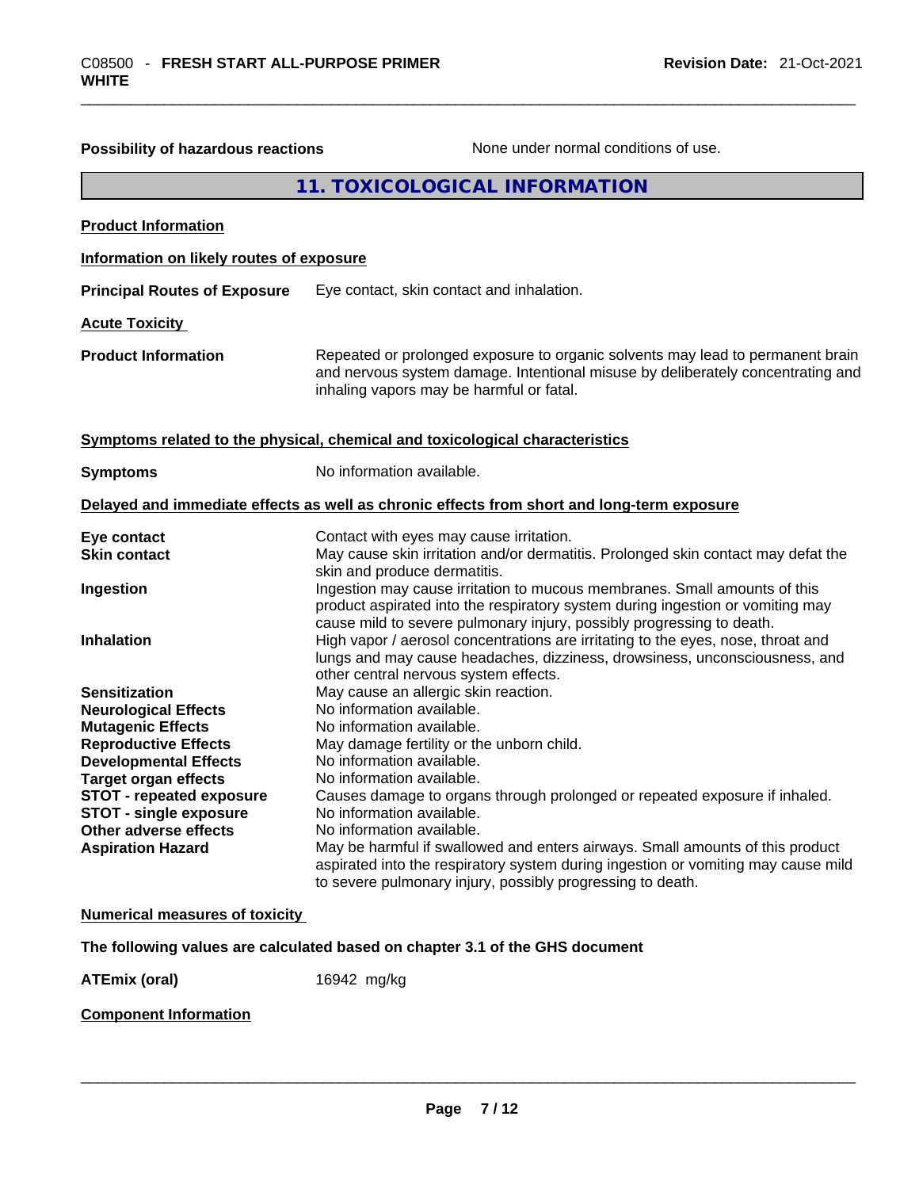**Possibility of hazardous reactions** None under normal conditions of use.

## 11. TOXICOLOGICAL INFORMATION

**Product Information**

**Information on likely routes of exposure**

**Principal Routes of Exposure** Eye contact, skin contact and inhalation.

**Acute Toxicity**

**Product Information** Repeated or prolonged exposure to organic solvents may lead to permanent brain and nervous system damage. Intentional misuse by deliberately concentrating and inhaling vapors may be harmful or fatal.

**Symptoms related to the physical, chemical and toxicological characteristics**

**Symptoms** No information available.

**Delayed and immediate effects as well as chronic effects from short and long-term exposure**

**Eye contact** Contact with eyes may cause irritation.

**Skin contact** May cause skin irritation and/or dermatitis. Prolonged skin contact may defat the skin and produce dermatitis.

**Ingestion** Ingestion may cause irritation to mucous membranes. Small amounts of this product aspirated into the respiratory system during ingestion or vomiting may cause mild to severe pulmonary injury, possibly progressing to death.

**Inhalation** High vapor / aerosol concentrations are irritating to the eyes, nose, throat and lungs and may cause headaches, dizziness, drowsiness, unconsciousness, and other central nervous system effects.

**Sensitization** May cause an allergic skin reaction.

**Neurological Effects** No information available.

**Mutagenic Effects** No information available.

**Reproductive Effects** May damage fertility or the unborn child.

**Developmental Effects** No information available.

**Target organ effects** No information available.

**STOT - repeated exposure** Causes damage to organs through prolonged or repeated exposure if inhaled.

**STOT - single exposure** No information available.

**Other adverse effects** No information available.

**Aspiration Hazard** May be harmful if swallowed and enters airways. Small amounts of this product aspirated into the respiratory system during ingestion or vomiting may cause mild to severe pulmonary injury, possibly progressing to death.

**Numerical measures of toxicity**

**The following values are calculated based on chapter 3.1 of the GHS document**

**ATEmix (oral)** 16942 mg/kg

**Component Information**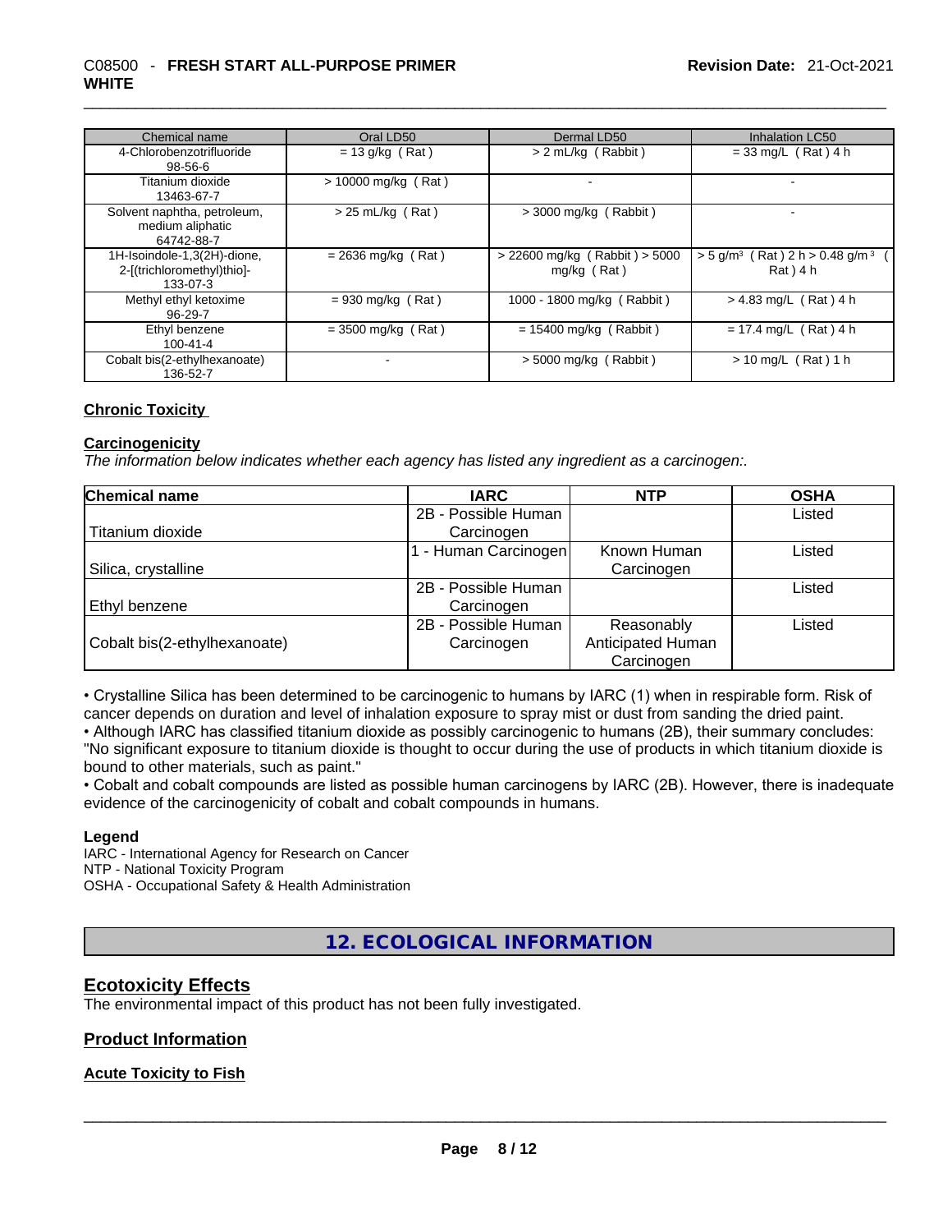| Chemical name | Oral LD50 | Dermal LD50 | Inhalation LC50 |
| --- | --- | --- | --- |
| 4-Chlorobenzotrifluoride 98-56-6 | = 13 g/kg ( Rat ) | > 2 mL/kg ( Rabbit ) | = 33 mg/L ( Rat ) 4 h |
| Titanium dioxide 13463-67-7 | > 10000 mg/kg ( Rat ) | - | - |
| Solvent naphtha, petroleum, medium aliphatic 64742-88-7 | > 25 mL/kg ( Rat ) | > 3000 mg/kg ( Rabbit ) | - |
| 1H-Isoindole-1,3(2H)-dione, 2-[(trichloromethyl)thio]- 133-07-3 | = 2636 mg/kg ( Rat ) | > 22600 mg/kg ( Rabbit ) > 5000 mg/kg ( Rat ) | > 5 g/m³ ( Rat ) 2 h > 0.48 g/m³ ( Rat ) 4 h |
| Methyl ethyl ketoxime 96-29-7 | = 930 mg/kg ( Rat ) | 1000 - 1800 mg/kg ( Rabbit ) | > 4.83 mg/L ( Rat ) 4 h |
| Ethyl benzene 100-41-4 | = 3500 mg/kg ( Rat ) | = 15400 mg/kg ( Rabbit ) | = 17.4 mg/L ( Rat ) 4 h |
| Cobalt bis(2-ethylhexanoate) 136-52-7 | - | > 5000 mg/kg ( Rabbit ) | > 10 mg/L ( Rat ) 1 h |

## Chronic Toxicity

### Carcinogenicity

*The information below indicates whether each agency has listed any ingredient as a carcinogen:.*

| Chemical name | IARC | NTP | OSHA |
| --- | --- | --- | --- |
| Titanium dioxide | 2B - Possible Human Carcinogen | | Listed |
| Silica, crystalline | 1 - Human Carcinogen | Known Human Carcinogen | Listed |
| Ethyl benzene | 2B - Possible Human Carcinogen | | Listed |
| Cobalt bis(2-ethylhexanoate) | 2B - Possible Human Carcinogen | Reasonably Anticipated Human Carcinogen | Listed |

• Crystalline Silica has been determined to be carcinogenic to humans by IARC (1) when in respirable form. Risk of cancer depends on duration and level of inhalation exposure to spray mist or dust from sanding the dried paint.
• Although IARC has classified titanium dioxide as possibly carcinogenic to humans (2B), their summary concludes: "No significant exposure to titanium dioxide is thought to occur during the use of products in which titanium dioxide is bound to other materials, such as paint."
• Cobalt and cobalt compounds are listed as possible human carcinogens by IARC (2B). However, there is inadequate evidence of the carcinogenicity of cobalt and cobalt compounds in humans.

**Legend**
IARC - International Agency for Research on Cancer
NTP - National Toxicity Program
OSHA - Occupational Safety & Health Administration

# 12. ECOLOGICAL INFORMATION

## Ecotoxicity Effects

The environmental impact of this product has not been fully investigated.

## Product Information

### Acute Toxicity to Fish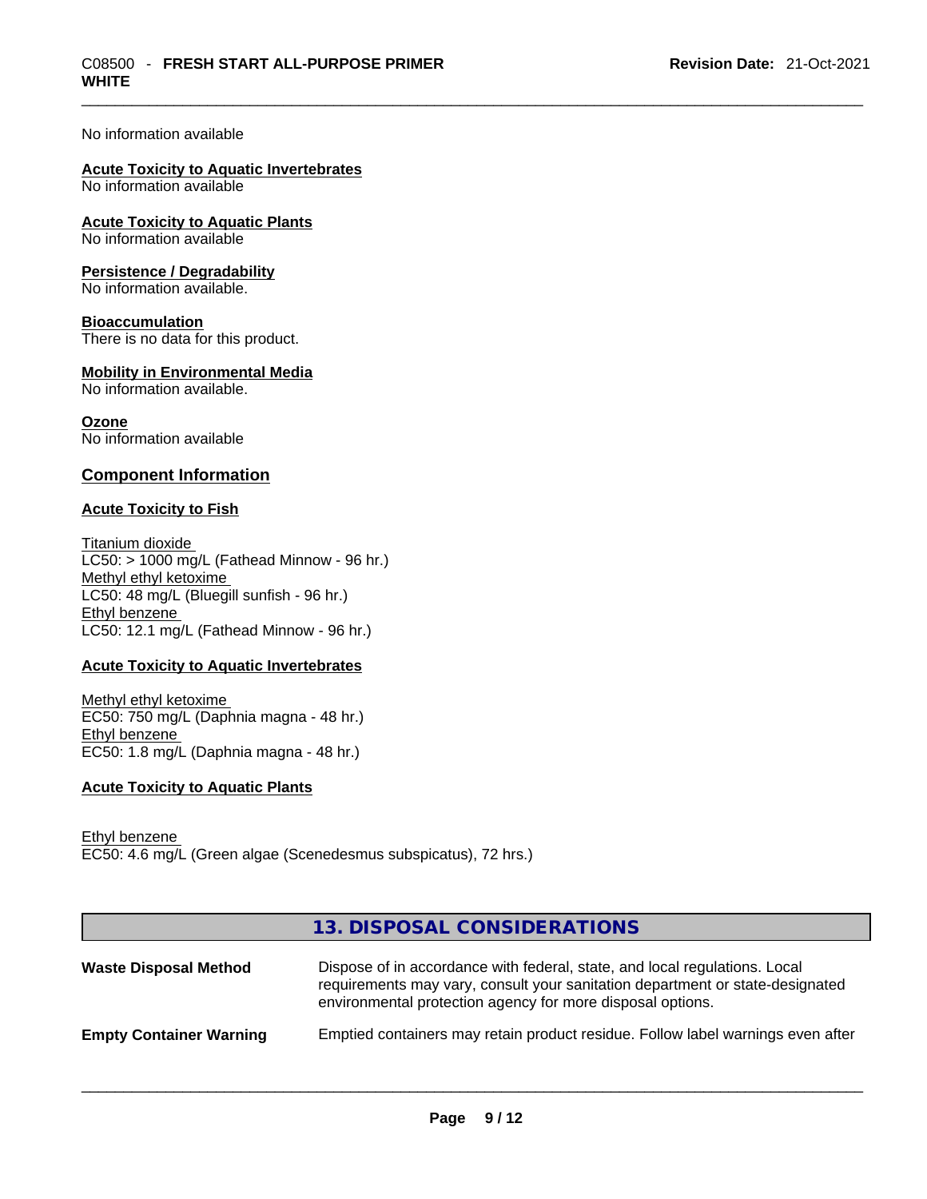No information available

**Acute Toxicity to Aquatic Invertebrates**
No information available

**Acute Toxicity to Aquatic Plants**
No information available

**Persistence / Degradability**
No information available.

**Bioaccumulation**
There is no data for this product.

**Mobility in Environmental Media**
No information available.

**Ozone**
No information available

## Component Information

**Acute Toxicity to Fish**

Titanium dioxide
LC50: > 1000 mg/L (Fathead Minnow - 96 hr.)
Methyl ethyl ketoxime
LC50: 48 mg/L (Bluegill sunfish - 96 hr.)
Ethyl benzene
LC50: 12.1 mg/L (Fathead Minnow - 96 hr.)

**Acute Toxicity to Aquatic Invertebrates**

Methyl ethyl ketoxime
EC50: 750 mg/L (Daphnia magna - 48 hr.)
Ethyl benzene
EC50: 1.8 mg/L (Daphnia magna - 48 hr.)

**Acute Toxicity to Aquatic Plants**

Ethyl benzene
EC50: 4.6 mg/L (Green algae (Scenedesmus subspicatus), 72 hrs.)

## 13. DISPOSAL CONSIDERATIONS

| | |
|---|---|
| **Waste Disposal Method** | Dispose of in accordance with federal, state, and local regulations. Local requirements may vary, consult your sanitation department or state-designated environmental protection agency for more disposal options. |
| **Empty Container Warning** | Emptied containers may retain product residue. Follow label warnings even after |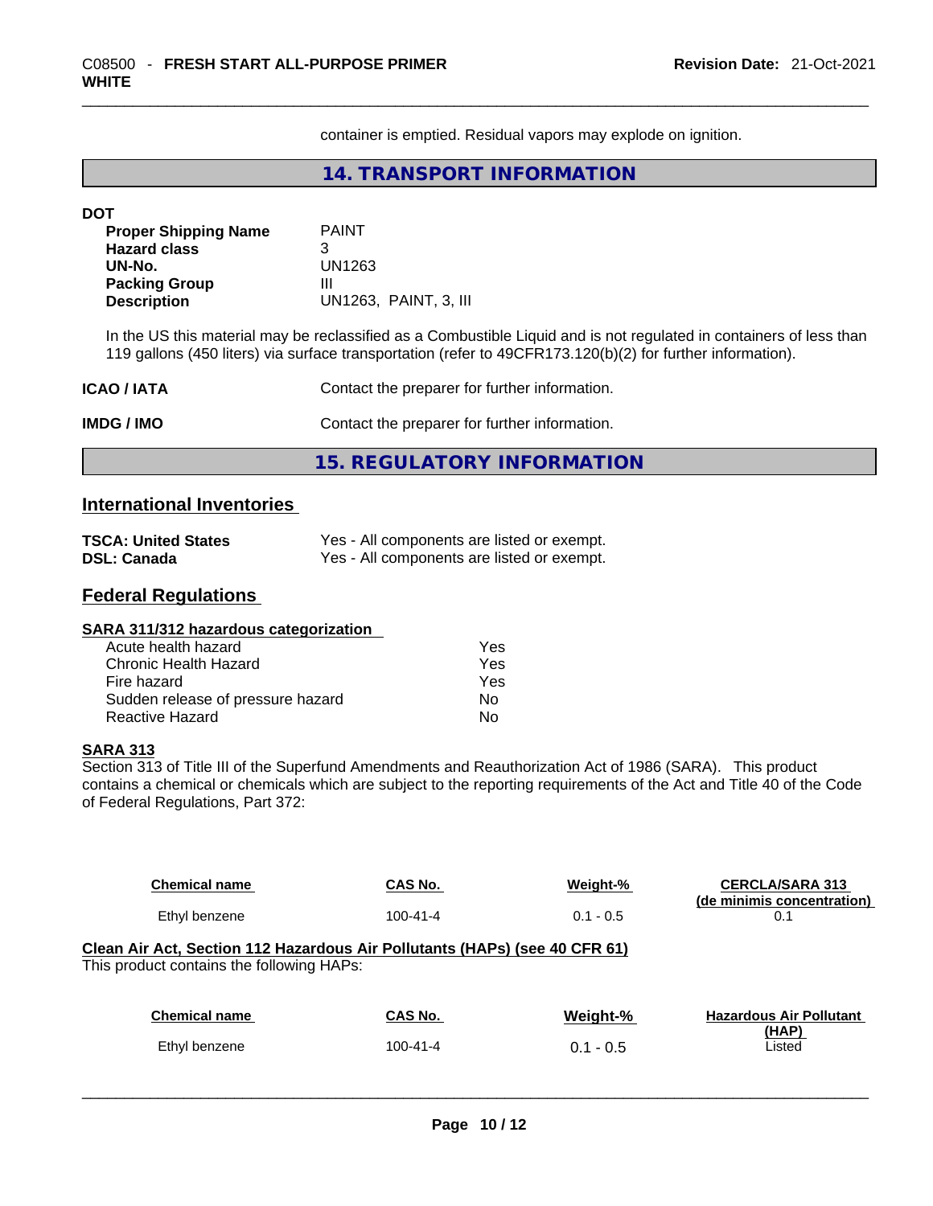container is emptied. Residual vapors may explode on ignition.

## 14. TRANSPORT INFORMATION

**DOT**

| | |
|---|---|
| **Proper Shipping Name** | PAINT |
| **Hazard class** | 3 |
| **UN-No.** | UN1263 |
| **Packing Group** | III |
| **Description** | UN1263, PAINT, 3, III |

In the US this material may be reclassified as a Combustible Liquid and is not regulated in containers of less than 119 gallons (450 liters) via surface transportation (refer to 49CFR173.120(b)(2) for further information).

**ICAO / IATA** Contact the preparer for further information.

**IMDG / IMO** Contact the preparer for further information.

## 15. REGULATORY INFORMATION

### International Inventories

| | |
|---|---|
| **TSCA: United States** | Yes - All components are listed or exempt. |
| **DSL: Canada** | Yes - All components are listed or exempt. |

### Federal Regulations

**SARA 311/312 hazardous categorization**

| | |
|---|---|
| Acute health hazard | Yes |
| Chronic Health Hazard | Yes |
| Fire hazard | Yes |
| Sudden release of pressure hazard | No |
| Reactive Hazard | No |

**SARA 313**

Section 313 of Title III of the Superfund Amendments and Reauthorization Act of 1986 (SARA). This product contains a chemical or chemicals which are subject to the reporting requirements of the Act and Title 40 of the Code of Federal Regulations, Part 372:

| Chemical name | CAS No. | Weight-% | CERCLA/SARA 313 (de minimis concentration) |
|---|---|---|---|
| Ethyl benzene | 100-41-4 | 0.1 - 0.5 | 0.1 |

**Clean Air Act, Section 112 Hazardous Air Pollutants (HAPs) (see 40 CFR 61)**

This product contains the following HAPs:

| Chemical name | CAS No. | Weight-% | Hazardous Air Pollutant (HAP) |
|---|---|---|---|
| Ethyl benzene | 100-41-4 | 0.1 - 0.5 | Listed |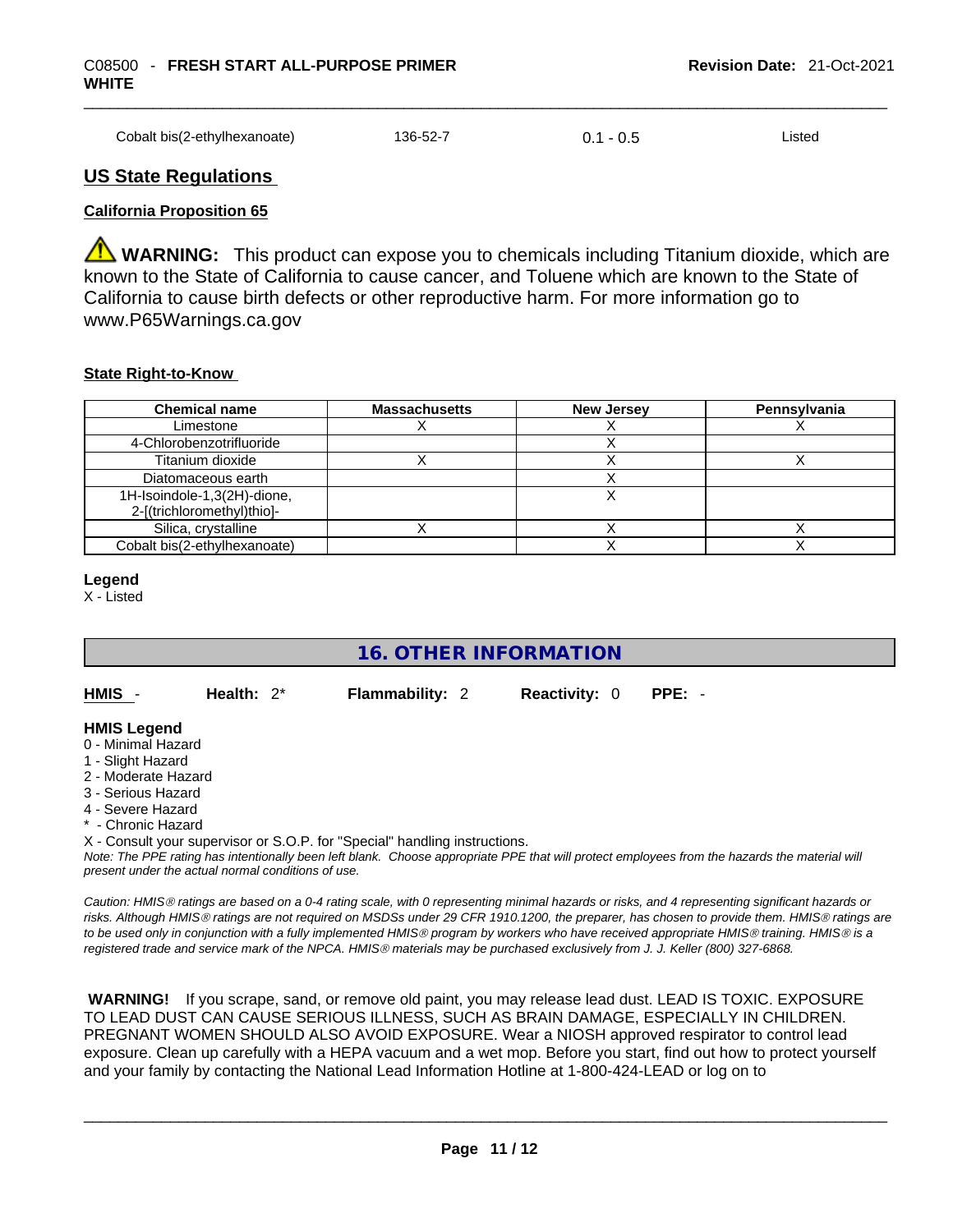| Cobalt bis(2-ethylhexanoate) | 136-52-7 | 0.1 - 0.5 | Listed |
|---|---|---|---|

## US State Regulations

### California Proposition 65

⚠ **WARNING:** This product can expose you to chemicals including Titanium dioxide, which are known to the State of California to cause cancer, and Toluene which are known to the State of California to cause birth defects or other reproductive harm. For more information go to www.P65Warnings.ca.gov

### State Right-to-Know

| Chemical name | Massachusetts | New Jersey | Pennsylvania |
|---|---|---|---|
| Limestone | X | X | X |
| 4-Chlorobenzotrifluoride | | X | |
| Titanium dioxide | X | X | X |
| Diatomaceous earth | | X | |
| 1H-Isoindole-1,3(2H)-dione, 2-[(trichloromethyl)thio]- | | X | |
| Silica, crystalline | X | X | X |
| Cobalt bis(2-ethylhexanoate) | | X | X |

**Legend**
X - Listed

## 16. OTHER INFORMATION

**HMIS** - **Health:** 2* **Flammability:** 2 **Reactivity:** 0 **PPE:** -

**HMIS Legend**
0 - Minimal Hazard
1 - Slight Hazard
2 - Moderate Hazard
3 - Serious Hazard
4 - Severe Hazard
* - Chronic Hazard
X - Consult your supervisor or S.O.P. for "Special" handling instructions.

*Note: The PPE rating has intentionally been left blank. Choose appropriate PPE that will protect employees from the hazards the material will present under the actual normal conditions of use.*

*Caution: HMIS® ratings are based on a 0-4 rating scale, with 0 representing minimal hazards or risks, and 4 representing significant hazards or risks. Although HMIS® ratings are not required on MSDSs under 29 CFR 1910.1200, the preparer, has chosen to provide them. HMIS® ratings are to be used only in conjunction with a fully implemented HMIS® program by workers who have received appropriate HMIS® training. HMIS® is a registered trade and service mark of the NPCA. HMIS® materials may be purchased exclusively from J. J. Keller (800) 327-6868.*

**WARNING!** If you scrape, sand, or remove old paint, you may release lead dust. LEAD IS TOXIC. EXPOSURE TO LEAD DUST CAN CAUSE SERIOUS ILLNESS, SUCH AS BRAIN DAMAGE, ESPECIALLY IN CHILDREN. PREGNANT WOMEN SHOULD ALSO AVOID EXPOSURE. Wear a NIOSH approved respirator to control lead exposure. Clean up carefully with a HEPA vacuum and a wet mop. Before you start, find out how to protect yourself and your family by contacting the National Lead Information Hotline at 1-800-424-LEAD or log on to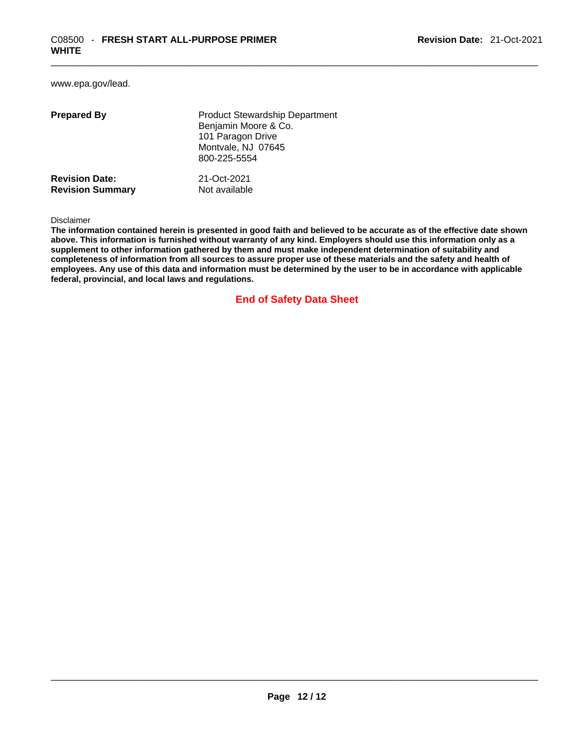www.epa.gov/lead.

| | |
|---|---|
| **Prepared By** | Product Stewardship Department<br>Benjamin Moore & Co.<br>101 Paragon Drive<br>Montvale, NJ 07645<br>800-225-5554 |
| **Revision Date:** | 21-Oct-2021 |
| **Revision Summary** | Not available |

Disclaimer

**The information contained herein is presented in good faith and believed to be accurate as of the effective date shown above. This information is furnished without warranty of any kind. Employers should use this information only as a supplement to other information gathered by them and must make independent determination of suitability and completeness of information from all sources to assure proper use of these materials and the safety and health of employees. Any use of this data and information must be determined by the user to be in accordance with applicable federal, provincial, and local laws and regulations.**

**End of Safety Data Sheet**